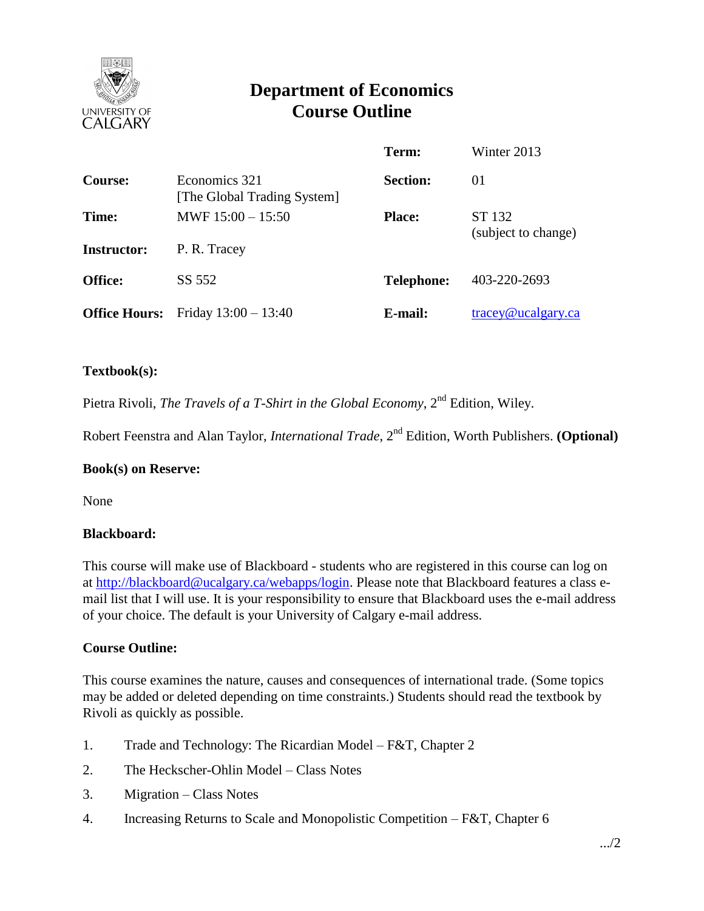# Department of Economics
# Course Outline

| | | | |
|---|---|---|---|
| | | **Term:** | Winter 2013 |
| **Course:** | Economics 321 [The Global Trading System] | **Section:** | 01 |
| **Time:** | MWF 15:00 – 15:50 | **Place:** | ST 132 (subject to change) |
| **Instructor:** | P. R. Tracey | | |
| **Office:** | SS 552 | **Telephone:** | 403-220-2693 |
| **Office Hours:** | Friday 13:00 – 13:40 | **E-mail:** | tracey@ucalgary.ca |

**Textbook(s):**

Pietra Rivoli, *The Travels of a T-Shirt in the Global Economy*, 2nd Edition, Wiley.

Robert Feenstra and Alan Taylor, *International Trade*, 2nd Edition, Worth Publishers. **(Optional)**

**Book(s) on Reserve:**

None

**Blackboard:**

This course will make use of Blackboard - students who are registered in this course can log on at http://blackboard@ucalgary.ca/webapps/login. Please note that Blackboard features a class e-mail list that I will use. It is your responsibility to ensure that Blackboard uses the e-mail address of your choice. The default is your University of Calgary e-mail address.

**Course Outline:**

This course examines the nature, causes and consequences of international trade. (Some topics may be added or deleted depending on time constraints.) Students should read the textbook by Rivoli as quickly as possible.

1. Trade and Technology: The Ricardian Model – F&T, Chapter 2
2. The Heckscher-Ohlin Model – Class Notes
3. Migration – Class Notes
4. Increasing Returns to Scale and Monopolistic Competition – F&T, Chapter 6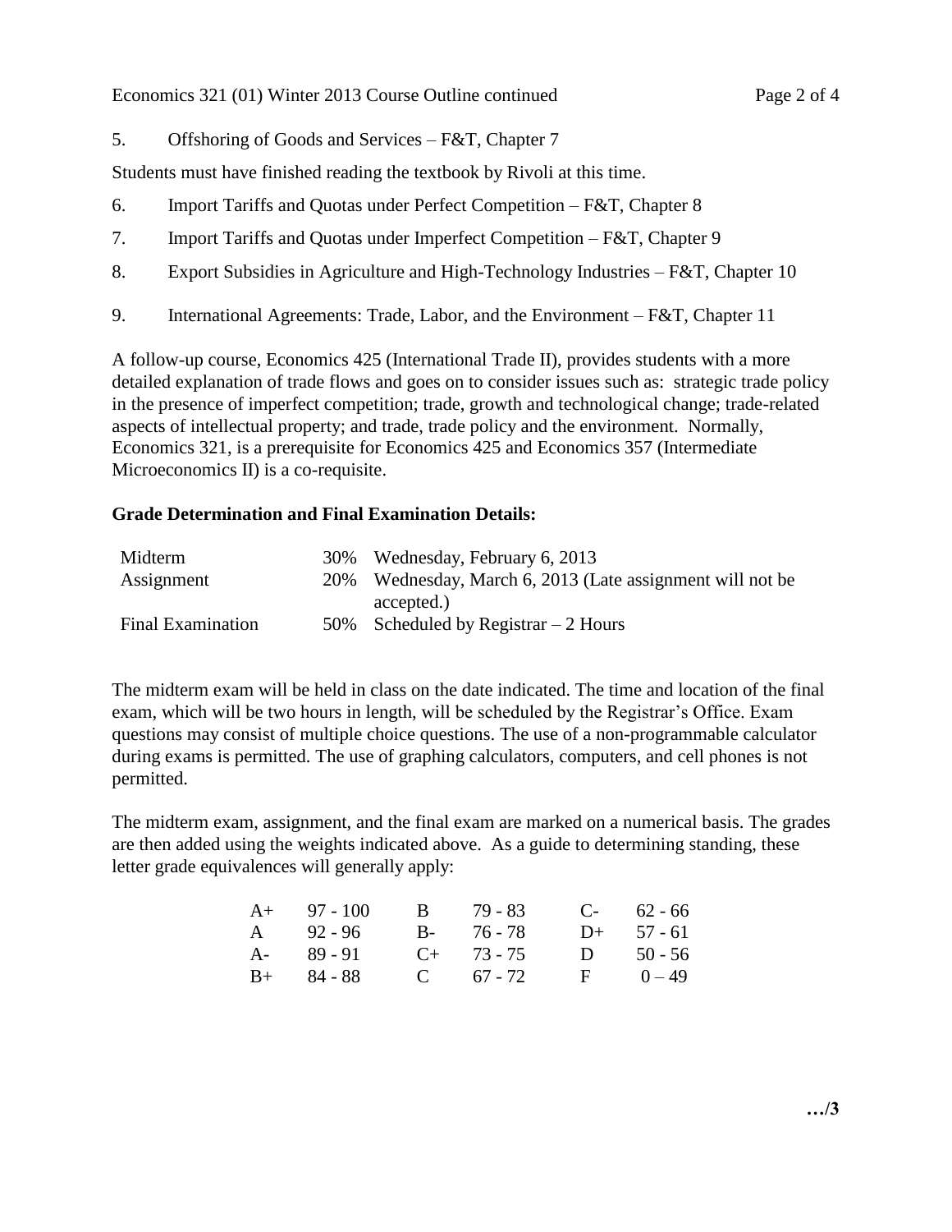5. Offshoring of Goods and Services – F&T, Chapter 7

Students must have finished reading the textbook by Rivoli at this time.

6. Import Tariffs and Quotas under Perfect Competition – F&T, Chapter 8
7. Import Tariffs and Quotas under Imperfect Competition – F&T, Chapter 9
8. Export Subsidies in Agriculture and High-Technology Industries – F&T, Chapter 10
9. International Agreements: Trade, Labor, and the Environment – F&T, Chapter 11

A follow-up course, Economics 425 (International Trade II), provides students with a more detailed explanation of trade flows and goes on to consider issues such as: strategic trade policy in the presence of imperfect competition; trade, growth and technological change; trade-related aspects of intellectual property; and trade, trade policy and the environment. Normally, Economics 321, is a prerequisite for Economics 425 and Economics 357 (Intermediate Microeconomics II) is a co-requisite.

**Grade Determination and Final Examination Details:**

| | | |
|---|---|---|
| Midterm | 30% | Wednesday, February 6, 2013 |
| Assignment | 20% | Wednesday, March 6, 2013 (Late assignment will not be accepted.) |
| Final Examination | 50% | Scheduled by Registrar – 2 Hours |

The midterm exam will be held in class on the date indicated. The time and location of the final exam, which will be two hours in length, will be scheduled by the Registrar's Office. Exam questions may consist of multiple choice questions. The use of a non-programmable calculator during exams is permitted. The use of graphing calculators, computers, and cell phones is not permitted.

The midterm exam, assignment, and the final exam are marked on a numerical basis. The grades are then added using the weights indicated above. As a guide to determining standing, these letter grade equivalences will generally apply:

| | | | | | |
|---|---|---|---|---|---|
| A+ | 97 - 100 | B | 79 - 83 | C- | 62 - 66 |
| A | 92 - 96 | B- | 76 - 78 | D+ | 57 - 61 |
| A- | 89 - 91 | C+ | 73 - 75 | D | 50 - 56 |
| B+ | 84 - 88 | C | 67 - 72 | F | 0 – 49 |

…/3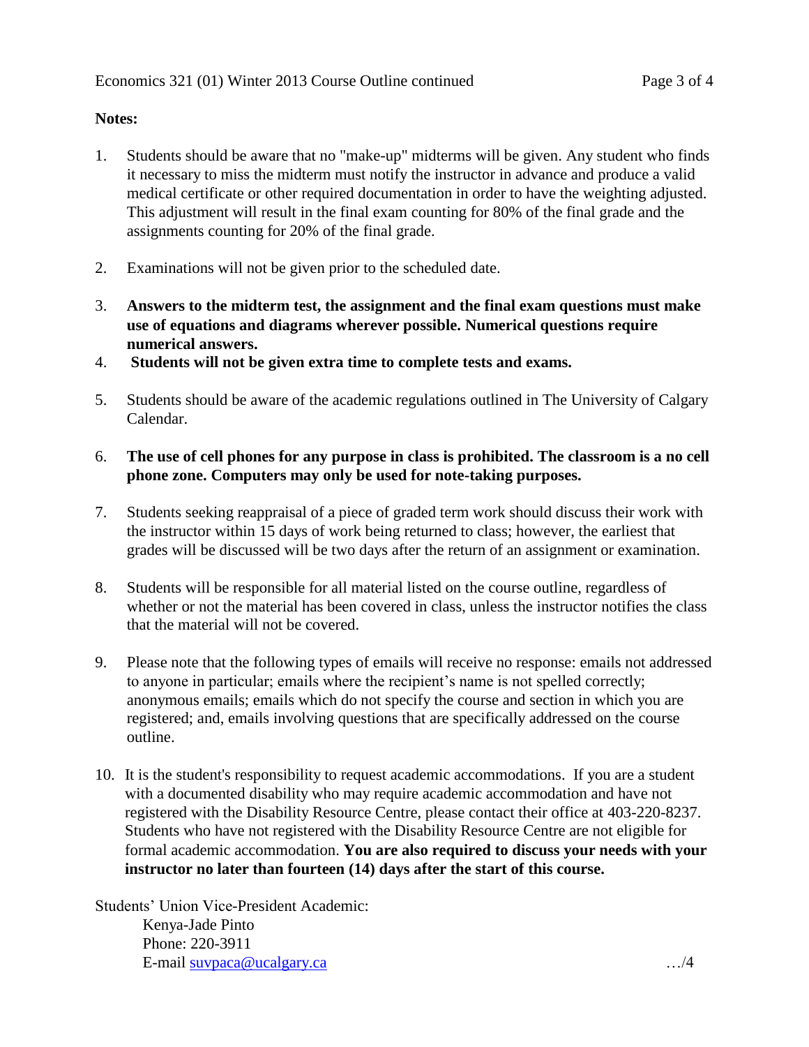**Notes:**

1. Students should be aware that no "make-up" midterms will be given. Any student who finds it necessary to miss the midterm must notify the instructor in advance and produce a valid medical certificate or other required documentation in order to have the weighting adjusted. This adjustment will result in the final exam counting for 80% of the final grade and the assignments counting for 20% of the final grade.

2. Examinations will not be given prior to the scheduled date.

3. **Answers to the midterm test, the assignment and the final exam questions must make use of equations and diagrams wherever possible. Numerical questions require numerical answers.**

4. **Students will not be given extra time to complete tests and exams.**

5. Students should be aware of the academic regulations outlined in The University of Calgary Calendar.

6. **The use of cell phones for any purpose in class is prohibited. The classroom is a no cell phone zone. Computers may only be used for note-taking purposes.**

7. Students seeking reappraisal of a piece of graded term work should discuss their work with the instructor within 15 days of work being returned to class; however, the earliest that grades will be discussed will be two days after the return of an assignment or examination.

8. Students will be responsible for all material listed on the course outline, regardless of whether or not the material has been covered in class, unless the instructor notifies the class that the material will not be covered.

9. Please note that the following types of emails will receive no response: emails not addressed to anyone in particular; emails where the recipient's name is not spelled correctly; anonymous emails; emails which do not specify the course and section in which you are registered; and, emails involving questions that are specifically addressed on the course outline.

10. It is the student's responsibility to request academic accommodations. If you are a student with a documented disability who may require academic accommodation and have not registered with the Disability Resource Centre, please contact their office at 403-220-8237. Students who have not registered with the Disability Resource Centre are not eligible for formal academic accommodation. **You are also required to discuss your needs with your instructor no later than fourteen (14) days after the start of this course.**

Students' Union Vice-President Academic:
Kenya-Jade Pinto
Phone: 220-3911
E-mail suvpaca@ucalgary.ca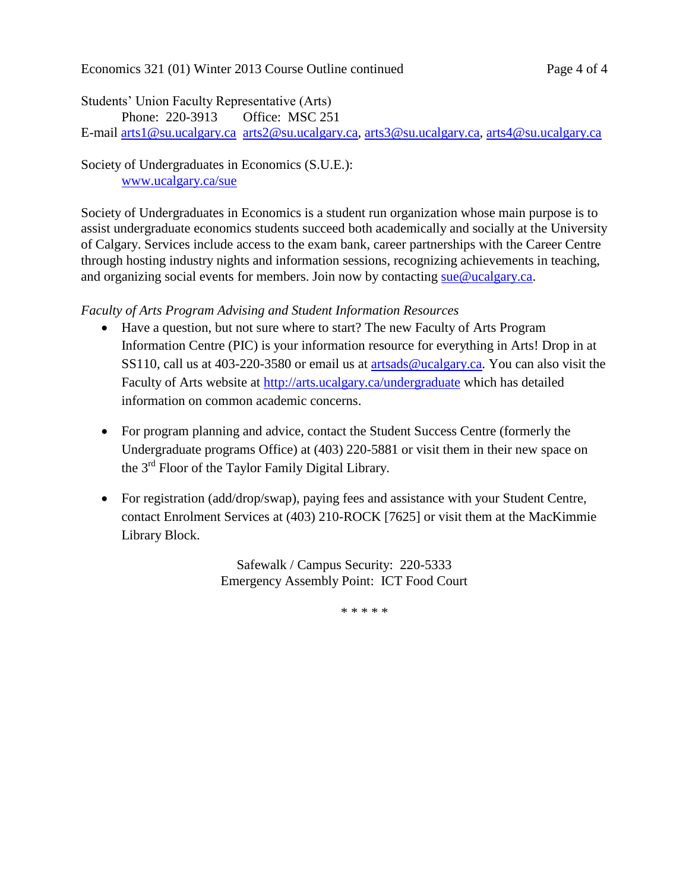Students' Union Faculty Representative (Arts)
Phone: 220-3913 Office: MSC 251
E-mail arts1@su.ucalgary.ca arts2@su.ucalgary.ca, arts3@su.ucalgary.ca, arts4@su.ucalgary.ca

Society of Undergraduates in Economics (S.U.E.):
www.ucalgary.ca/sue

Society of Undergraduates in Economics is a student run organization whose main purpose is to assist undergraduate economics students succeed both academically and socially at the University of Calgary. Services include access to the exam bank, career partnerships with the Career Centre through hosting industry nights and information sessions, recognizing achievements in teaching, and organizing social events for members. Join now by contacting sue@ucalgary.ca.

*Faculty of Arts Program Advising and Student Information Resources*

- Have a question, but not sure where to start? The new Faculty of Arts Program Information Centre (PIC) is your information resource for everything in Arts! Drop in at SS110, call us at 403-220-3580 or email us at artsads@ucalgary.ca. You can also visit the Faculty of Arts website at http://arts.ucalgary.ca/undergraduate which has detailed information on common academic concerns.

- For program planning and advice, contact the Student Success Centre (formerly the Undergraduate programs Office) at (403) 220-5881 or visit them in their new space on the 3rd Floor of the Taylor Family Digital Library.

- For registration (add/drop/swap), paying fees and assistance with your Student Centre, contact Enrolment Services at (403) 210-ROCK [7625] or visit them at the MacKimmie Library Block.

Safewalk / Campus Security: 220-5333
Emergency Assembly Point: ICT Food Court

\* \* \* \* \*